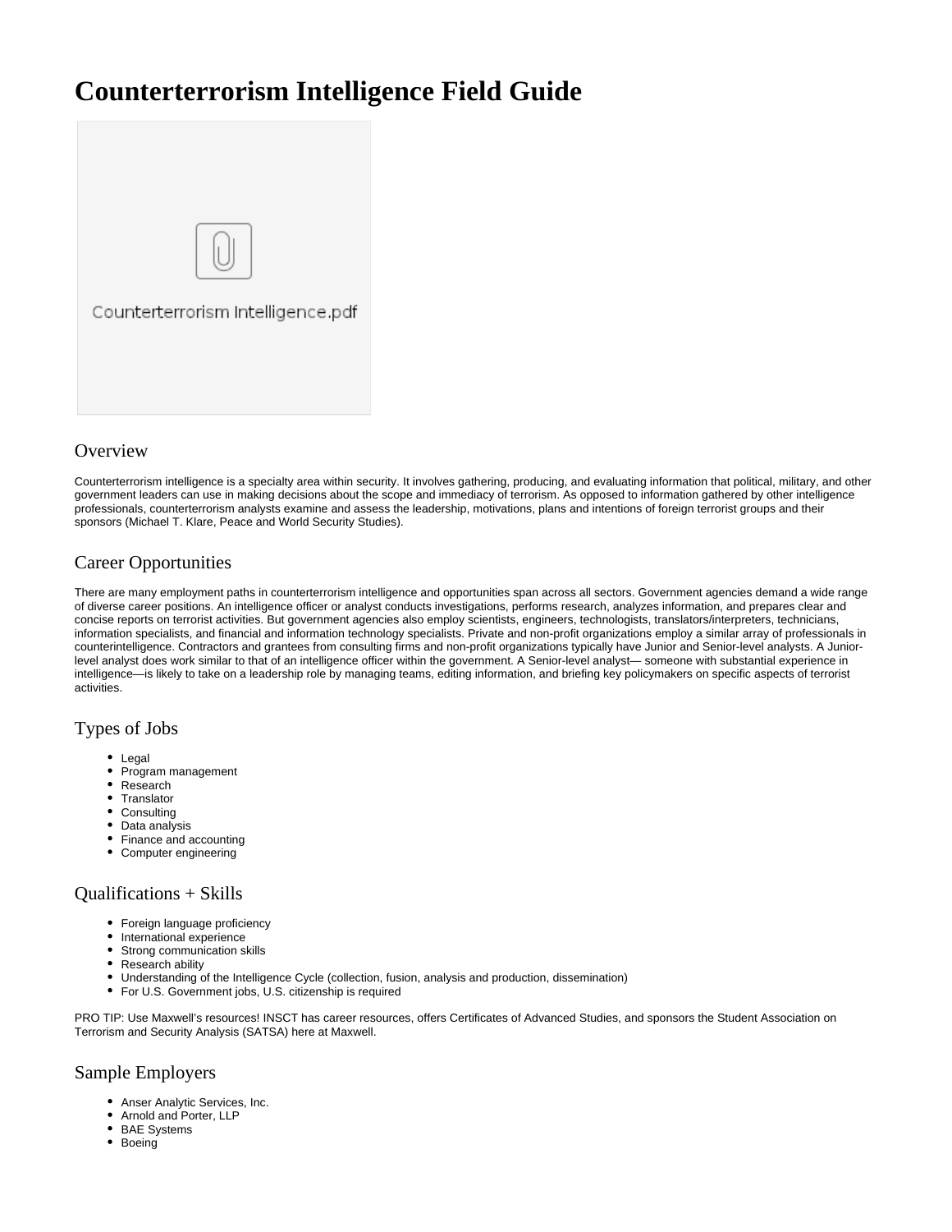# Counterterrorism Intelligence Field Guide

Counterterrorism Intelligence.pdf

## Overview

Counterterrorism intelligence is a specialty area within security. It involves gathering, producing, and evaluating information that political, military, and other government leaders can use in making decisions about the scope and immediacy of terrorism. As opposed to information gathered by other intelligence professionals, counterterrorism analysts examine and assess the leadership, motivations, plans and intentions of foreign terrorist groups and their sponsors (Michael T. Klare, Peace and World Security Studies).

## Career Opportunities

There are many employment paths in counterterrorism intelligence and opportunities span across all sectors. Government agencies demand a wide range of diverse career positions. An intelligence officer or analyst conducts investigations, performs research, analyzes information, and prepares clear and concise reports on terrorist activities. But government agencies also employ scientists, engineers, technologists, translators/interpreters, technicians, information specialists, and financial and information technology specialists. Private and non-profit organizations employ a similar array of professionals in counterintelligence. Contractors and grantees from consulting firms and non-profit organizations typically have Junior and Senior-level analysts. A Junior-level analyst does work similar to that of an intelligence officer within the government. A Senior-level analyst— someone with substantial experience in intelligence—is likely to take on a leadership role by managing teams, editing information, and briefing key policymakers on specific aspects of terrorist activities.

## Types of Jobs

- Legal
- Program management
- Research
- Translator
- Consulting
- Data analysis
- Finance and accounting
- Computer engineering

## Qualifications + Skills

- Foreign language proficiency
- International experience
- Strong communication skills
- Research ability
- Understanding of the Intelligence Cycle (collection, fusion, analysis and production, dissemination)
- For U.S. Government jobs, U.S. citizenship is required

PRO TIP: Use Maxwell's resources! INSCT has career resources, offers Certificates of Advanced Studies, and sponsors the Student Association on Terrorism and Security Analysis (SATSA) here at Maxwell.

## Sample Employers

- Anser Analytic Services, Inc.
- Arnold and Porter, LLP
- BAE Systems
- Boeing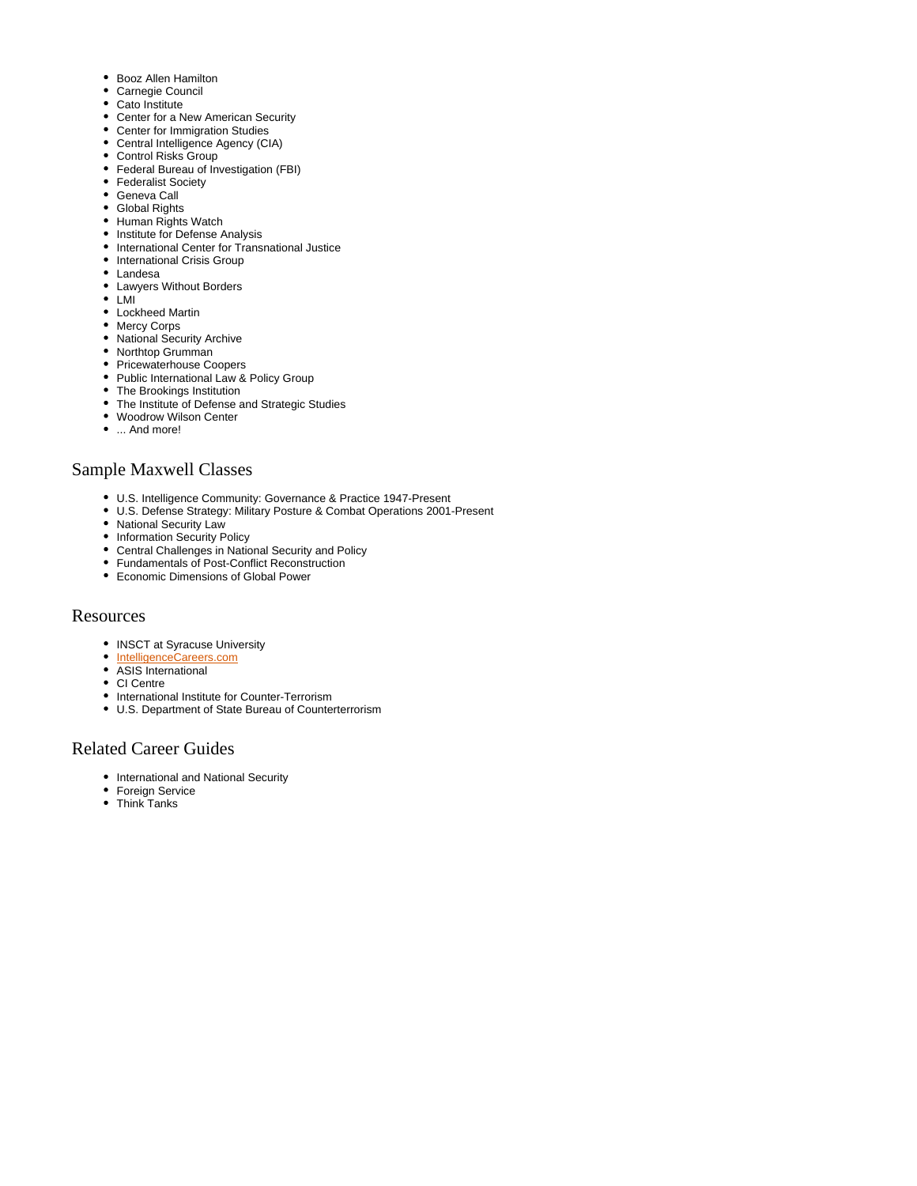- Booz Allen Hamilton
- Carnegie Council
- Cato Institute
- Center for a New American Security
- Center for Immigration Studies
- Central Intelligence Agency (CIA)
- Control Risks Group
- Federal Bureau of Investigation (FBI)
- Federalist Society
- Geneva Call
- Global Rights
- Human Rights Watch
- Institute for Defense Analysis
- International Center for Transnational Justice
- International Crisis Group
- Landesa
- Lawyers Without Borders
- LMI
- Lockheed Martin
- Mercy Corps
- National Security Archive
- Northtop Grumman
- Pricewaterhouse Coopers
- Public International Law & Policy Group
- The Brookings Institution
- The Institute of Defense and Strategic Studies
- Woodrow Wilson Center
- ... And more!

## Sample Maxwell Classes

- U.S. Intelligence Community: Governance & Practice 1947-Present
- U.S. Defense Strategy: Military Posture & Combat Operations 2001-Present
- National Security Law
- Information Security Policy
- Central Challenges in National Security and Policy
- Fundamentals of Post-Conflict Reconstruction
- Economic Dimensions of Global Power

## Resources

- INSCT at Syracuse University
- IntelligenceCareers.com
- ASIS International
- CI Centre
- International Institute for Counter-Terrorism
- U.S. Department of State Bureau of Counterterrorism

## Related Career Guides

- International and National Security
- Foreign Service
- Think Tanks